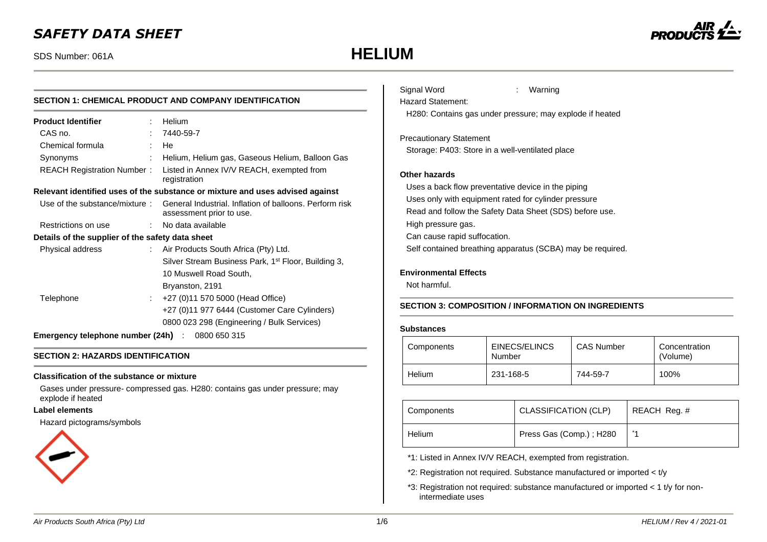# SAFETY DATA SHEET

SDS Number: 061A

# HELIUM

## SECTION 1: CHEMICAL PRODUCT AND COMPANY IDENTIFICATION

**Product Identifier** : Helium

CAS no. : 7440-59-7

Chemical formula : He

Synonyms : Helium, Helium gas, Gaseous Helium, Balloon Gas

REACH Registration Number : Listed in Annex IV/V REACH, exempted from registration

**Relevant identified uses of the substance or mixture and uses advised against**

Use of the substance/mixture : General Industrial. Inflation of balloons. Perform risk assessment prior to use.

Restrictions on use : No data available

**Details of the supplier of the safety data sheet**

Physical address : Air Products South Africa (Pty) Ltd.
Silver Stream Business Park, 1st Floor, Building 3,
10 Muswell Road South,
Bryanston, 2191

Telephone : +27 (0)11 570 5000 (Head Office)
+27 (0)11 977 6444 (Customer Care Cylinders)
0800 023 298 (Engineering / Bulk Services)

**Emergency telephone number (24h)** : 0800 650 315

## SECTION 2: HAZARDS IDENTIFICATION

**Classification of the substance or mixture**

Gases under pressure- compressed gas. H280: contains gas under pressure; may explode if heated

**Label elements**

Hazard pictograms/symbols

Signal Word : Warning

Hazard Statement:

H280: Contains gas under pressure; may explode if heated

Precautionary Statement

Storage: P403: Store in a well-ventilated place

**Other hazards**

Uses a back flow preventative device in the piping

Uses only with equipment rated for cylinder pressure

Read and follow the Safety Data Sheet (SDS) before use.

High pressure gas.

Can cause rapid suffocation.

Self contained breathing apparatus (SCBA) may be required.

**Environmental Effects**

Not harmful.

## SECTION 3: COMPOSITION / INFORMATION ON INGREDIENTS

**Substances**

| Components | EINECS/ELINCS Number | CAS Number | Concentration (Volume) |
|---|---|---|---|
| Helium | 231-168-5 | 744-59-7 | 100% |

| Components | CLASSIFICATION (CLP) | REACH Reg. # |
|---|---|---|
| Helium | Press Gas (Comp.) ; H280 | *1 |

*1: Listed in Annex IV/V REACH, exempted from registration.

*2: Registration not required. Substance manufactured or imported < t/y

*3: Registration not required: substance manufactured or imported < 1 t/y for non-intermediate uses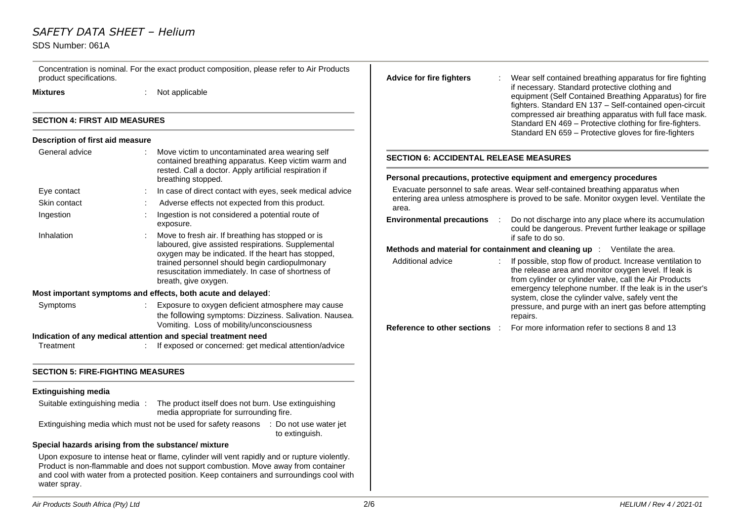Concentration is nominal. For the exact product composition, please refer to Air Products product specifications.

**Mixtures** : Not applicable

## SECTION 4: FIRST AID MEASURES

### Description of first aid measure

| | |
|---|---|
| General advice | : Move victim to uncontaminated area wearing self contained breathing apparatus. Keep victim warm and rested. Call a doctor. Apply artificial respiration if breathing stopped. |
| Eye contact | : In case of direct contact with eyes, seek medical advice |
| Skin contact | : Adverse effects not expected from this product. |
| Ingestion | : Ingestion is not considered a potential route of exposure. |
| Inhalation | : Move to fresh air. If breathing has stopped or is laboured, give assisted respirations. Supplemental oxygen may be indicated. If the heart has stopped, trained personnel should begin cardiopulmonary resuscitation immediately. In case of shortness of breath, give oxygen. |

### Most important symptoms and effects, both acute and delayed:

| | |
|---|---|
| Symptoms | : Exposure to oxygen deficient atmosphere may cause the following symptoms: Dizziness. Salivation. Nausea. Vomiting. Loss of mobility/unconsciousness |

### Indication of any medical attention and special treatment need

| | |
|---|---|
| Treatment | : If exposed or concerned: get medical attention/advice |

## SECTION 5: FIRE-FIGHTING MEASURES

### Extinguishing media

Suitable extinguishing media : The product itself does not burn. Use extinguishing media appropriate for surrounding fire.

Extinguishing media which must not be used for safety reasons : Do not use water jet to extinguish.

### Special hazards arising from the substance/ mixture

Upon exposure to intense heat or flame, cylinder will vent rapidly and or rupture violently. Product is non-flammable and does not support combustion. Move away from container and cool with water from a protected position. Keep containers and surroundings cool with water spray.

**Advice for fire fighters** : Wear self contained breathing apparatus for fire fighting if necessary. Standard protective clothing and equipment (Self Contained Breathing Apparatus) for fire fighters. Standard EN 137 – Self-contained open-circuit compressed air breathing apparatus with full face mask. Standard EN 469 – Protective clothing for fire-fighters. Standard EN 659 – Protective gloves for fire-fighters

## SECTION 6: ACCIDENTAL RELEASE MEASURES

### Personal precautions, protective equipment and emergency procedures

Evacuate personnel to safe areas. Wear self-contained breathing apparatus when entering area unless atmosphere is proved to be safe. Monitor oxygen level. Ventilate the area.

**Environmental precautions** : Do not discharge into any place where its accumulation could be dangerous. Prevent further leakage or spillage if safe to do so.

**Methods and material for containment and cleaning up** : Ventilate the area.

Additional advice : If possible, stop flow of product. Increase ventilation to the release area and monitor oxygen level. If leak is from cylinder or cylinder valve, call the Air Products emergency telephone number. If the leak is in the user's system, close the cylinder valve, safely vent the pressure, and purge with an inert gas before attempting repairs.

**Reference to other sections** : For more information refer to sections 8 and 13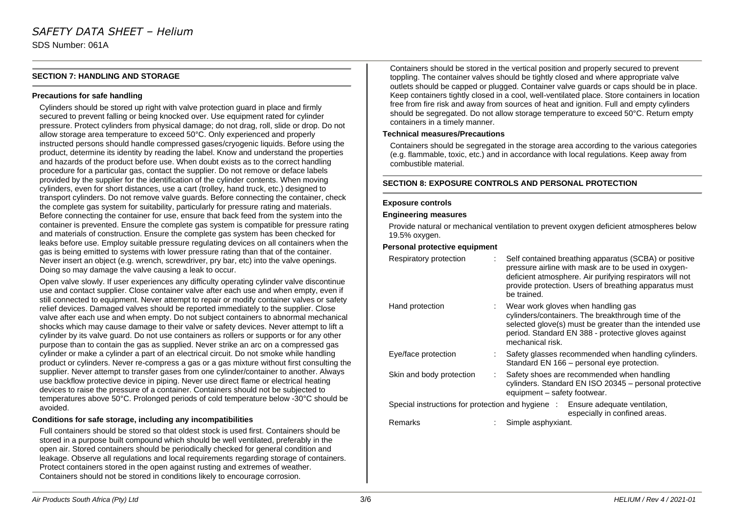## SECTION 7: HANDLING AND STORAGE

**Precautions for safe handling**

Cylinders should be stored up right with valve protection guard in place and firmly secured to prevent falling or being knocked over. Use equipment rated for cylinder pressure. Protect cylinders from physical damage; do not drag, roll, slide or drop. Do not allow storage area temperature to exceed 50°C. Only experienced and properly instructed persons should handle compressed gases/cryogenic liquids. Before using the product, determine its identity by reading the label. Know and understand the properties and hazards of the product before use. When doubt exists as to the correct handling procedure for a particular gas, contact the supplier. Do not remove or deface labels provided by the supplier for the identification of the cylinder contents. When moving cylinders, even for short distances, use a cart (trolley, hand truck, etc.) designed to transport cylinders. Do not remove valve guards. Before connecting the container, check the complete gas system for suitability, particularly for pressure rating and materials. Before connecting the container for use, ensure that back feed from the system into the container is prevented. Ensure the complete gas system is compatible for pressure rating and materials of construction. Ensure the complete gas system has been checked for leaks before use. Employ suitable pressure regulating devices on all containers when the gas is being emitted to systems with lower pressure rating than that of the container. Never insert an object (e.g. wrench, screwdriver, pry bar, etc) into the valve openings. Doing so may damage the valve causing a leak to occur.

Open valve slowly. If user experiences any difficulty operating cylinder valve discontinue use and contact supplier. Close container valve after each use and when empty, even if still connected to equipment. Never attempt to repair or modify container valves or safety relief devices. Damaged valves should be reported immediately to the supplier. Close valve after each use and when empty. Do not subject containers to abnormal mechanical shocks which may cause damage to their valve or safety devices. Never attempt to lift a cylinder by its valve guard. Do not use containers as rollers or supports or for any other purpose than to contain the gas as supplied. Never strike an arc on a compressed gas cylinder or make a cylinder a part of an electrical circuit. Do not smoke while handling product or cylinders. Never re-compress a gas or a gas mixture without first consulting the supplier. Never attempt to transfer gases from one cylinder/container to another. Always use backflow protective device in piping. Never use direct flame or electrical heating devices to raise the pressure of a container. Containers should not be subjected to temperatures above 50°C. Prolonged periods of cold temperature below -30°C should be avoided.

**Conditions for safe storage, including any incompatibilities**

Full containers should be stored so that oldest stock is used first. Containers should be stored in a purpose built compound which should be well ventilated, preferably in the open air. Stored containers should be periodically checked for general condition and leakage. Observe all regulations and local requirements regarding storage of containers. Protect containers stored in the open against rusting and extremes of weather. Containers should not be stored in conditions likely to encourage corrosion. Containers should be stored in the vertical position and properly secured to prevent toppling. The container valves should be tightly closed and where appropriate valve outlets should be capped or plugged. Container valve guards or caps should be in place. Keep containers tightly closed in a cool, well-ventilated place. Store containers in location free from fire risk and away from sources of heat and ignition. Full and empty cylinders should be segregated. Do not allow storage temperature to exceed 50°C. Return empty containers in a timely manner.

**Technical measures/Precautions**

Containers should be segregated in the storage area according to the various categories (e.g. flammable, toxic, etc.) and in accordance with local regulations. Keep away from combustible material.

## SECTION 8: EXPOSURE CONTROLS AND PERSONAL PROTECTION

**Exposure controls**

**Engineering measures**

Provide natural or mechanical ventilation to prevent oxygen deficient atmospheres below 19.5% oxygen.

**Personal protective equipment**

| | |
|---|---|
| Respiratory protection | : Self contained breathing apparatus (SCBA) or positive pressure airline with mask are to be used in oxygen-deficient atmosphere. Air purifying respirators will not provide protection. Users of breathing apparatus must be trained. |
| Hand protection | : Wear work gloves when handling gas cylinders/containers. The breakthrough time of the selected glove(s) must be greater than the intended use period. Standard EN 388 - protective gloves against mechanical risk. |
| Eye/face protection | : Safety glasses recommended when handling cylinders. Standard EN 166 – personal eye protection. |
| Skin and body protection | : Safety shoes are recommended when handling cylinders. Standard EN ISO 20345 – personal protective equipment – safety footwear. |
| Special instructions for protection and hygiene | : Ensure adequate ventilation, especially in confined areas. |
| Remarks | : Simple asphyxiant. |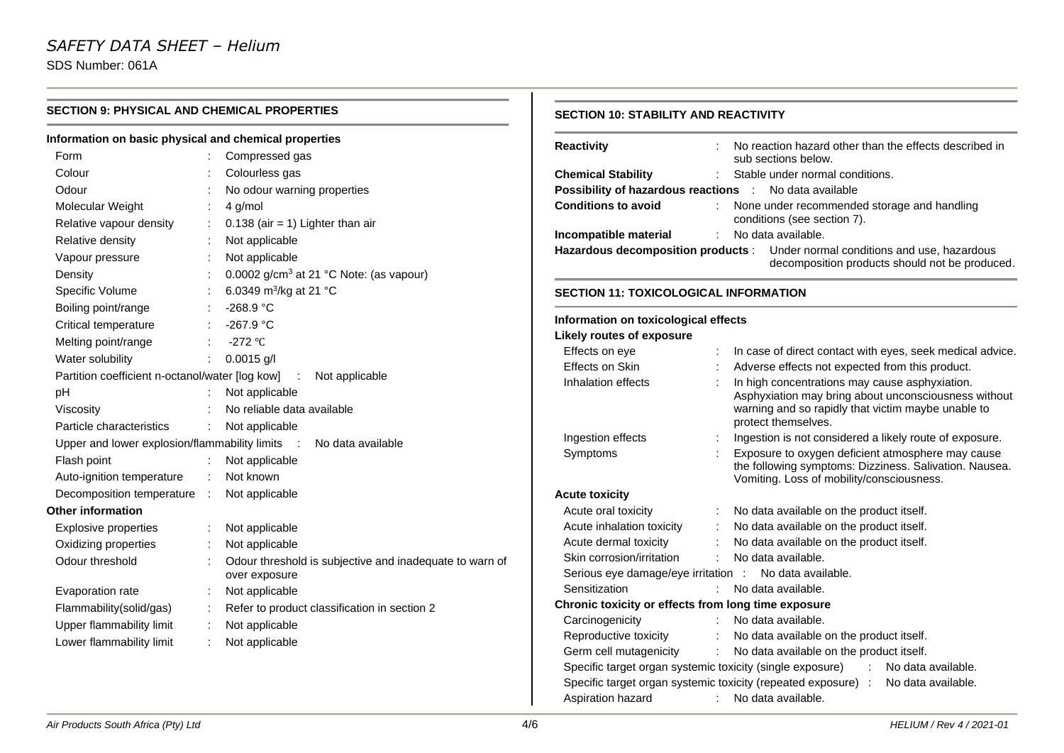## SECTION 9: PHYSICAL AND CHEMICAL PROPERTIES

### Information on basic physical and chemical properties

| | | |
|---|---|---|
| Form | : | Compressed gas |
| Colour | : | Colourless gas |
| Odour | : | No odour warning properties |
| Molecular Weight | : | 4 g/mol |
| Relative vapour density | : | 0.138 (air = 1) Lighter than air |
| Relative density | : | Not applicable |
| Vapour pressure | : | Not applicable |
| Density | : | 0.0002 g/cm$^3$ at 21 °C Note: (as vapour) |
| Specific Volume | : | 6.0349 m$^3$/kg at 21 °C |
| Boiling point/range | : | -268.9 °C |
| Critical temperature | : | -267.9 °C |
| Melting point/range | : | -272 ℃ |
| Water solubility | : | 0.0015 g/l |
| Partition coefficient n-octanol/water [log kow] | : | Not applicable |
| pH | : | Not applicable |
| Viscosity | : | No reliable data available |
| Particle characteristics | : | Not applicable |
| Upper and lower explosion/flammability limits | : | No data available |
| Flash point | : | Not applicable |
| Auto-ignition temperature | : | Not known |
| Decomposition temperature | : | Not applicable |

### Other information

| | | |
|---|---|---|
| Explosive properties | : | Not applicable |
| Oxidizing properties | : | Not applicable |
| Odour threshold | : | Odour threshold is subjective and inadequate to warn of over exposure |
| Evaporation rate | : | Not applicable |
| Flammability(solid/gas) | : | Refer to product classification in section 2 |
| Upper flammability limit | : | Not applicable |
| Lower flammability limit | : | Not applicable |

## SECTION 10: STABILITY AND REACTIVITY

| | | |
|---|---|---|
| **Reactivity** | : | No reaction hazard other than the effects described in sub sections below. |
| **Chemical Stability** | : | Stable under normal conditions. |
| **Possibility of hazardous reactions** | : | No data available |
| **Conditions to avoid** | : | None under recommended storage and handling conditions (see section 7). |
| **Incompatible material** | : | No data available. |
| **Hazardous decomposition products** | : | Under normal conditions and use, hazardous decomposition products should not be produced. |

## SECTION 11: TOXICOLOGICAL INFORMATION

### Information on toxicological effects

**Likely routes of exposure**

| | | |
|---|---|---|
| Effects on eye | : | In case of direct contact with eyes, seek medical advice. |
| Effects on Skin | : | Adverse effects not expected from this product. |
| Inhalation effects | : | In high concentrations may cause asphyxiation. Asphyxiation may bring about unconsciousness without warning and so rapidly that victim maybe unable to protect themselves. |
| Ingestion effects | : | Ingestion is not considered a likely route of exposure. |
| Symptoms | : | Exposure to oxygen deficient atmosphere may cause the following symptoms: Dizziness. Salivation. Nausea. Vomiting. Loss of mobility/consciousness. |

**Acute toxicity**

| | | |
|---|---|---|
| Acute oral toxicity | : | No data available on the product itself. |
| Acute inhalation toxicity | : | No data available on the product itself. |
| Acute dermal toxicity | : | No data available on the product itself. |
| Skin corrosion/irritation | : | No data available. |
| Serious eye damage/eye irritation | : | No data available. |
| Sensitization | : | No data available. |

**Chronic toxicity or effects from long time exposure**

| | | |
|---|---|---|
| Carcinogenicity | : | No data available. |
| Reproductive toxicity | : | No data available on the product itself. |
| Germ cell mutagenicity | : | No data available on the product itself. |
| Specific target organ systemic toxicity (single exposure) | : | No data available. |
| Specific target organ systemic toxicity (repeated exposure) | : | No data available. |
| Aspiration hazard | : | No data available. |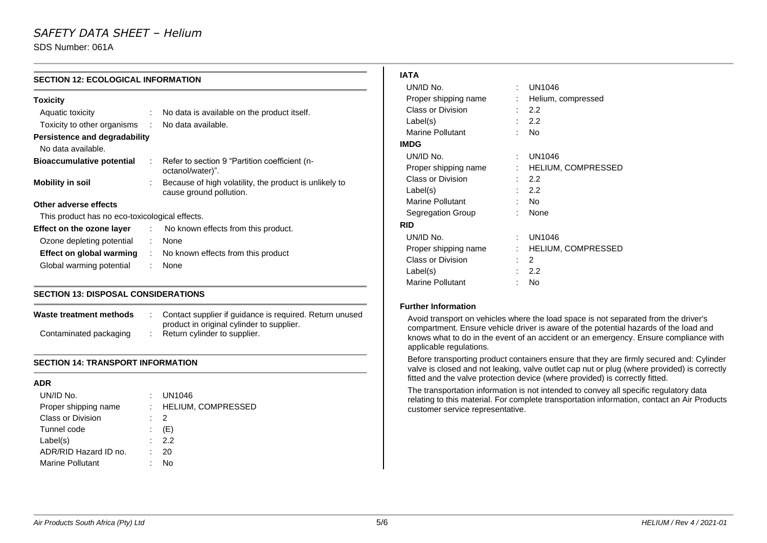## SECTION 12: ECOLOGICAL INFORMATION

### Toxicity

| | | |
|---|---|---|
| Aquatic toxicity | : | No data is available on the product itself. |
| Toxicity to other organisms | : | No data available. |

### Persistence and degradability

No data available.

| | | |
|---|---|---|
| **Bioaccumulative potential** | : | Refer to section 9 "Partition coefficient (n-octanol/water)". |
| **Mobility in soil** | : | Because of high volatility, the product is unlikely to cause ground pollution. |

### Other adverse effects

This product has no eco-toxicological effects.

| | | |
|---|---|---|
| **Effect on the ozone layer** | : | No known effects from this product. |
| Ozone depleting potential | : | None |
| **Effect on global warming** | : | No known effects from this product |
| Global warming potential | : | None |

## SECTION 13: DISPOSAL CONSIDERATIONS

| | | |
|---|---|---|
| **Waste treatment methods** | : | Contact supplier if guidance is required. Return unused product in original cylinder to supplier. |
| Contaminated packaging | : | Return cylinder to supplier. |

## SECTION 14: TRANSPORT INFORMATION

### ADR

| | | |
|---|---|---|
| UN/ID No. | : | UN1046 |
| Proper shipping name | : | HELIUM, COMPRESSED |
| Class or Division | : | 2 |
| Tunnel code | : | (E) |
| Label(s) | : | 2.2 |
| ADR/RID Hazard ID no. | : | 20 |
| Marine Pollutant | : | No |

### IATA

| | | |
|---|---|---|
| UN/ID No. | : | UN1046 |
| Proper shipping name | : | Helium, compressed |
| Class or Division | : | 2.2 |
| Label(s) | : | 2.2 |
| Marine Pollutant | : | No |

### IMDG

| | | |
|---|---|---|
| UN/ID No. | : | UN1046 |
| Proper shipping name | : | HELIUM, COMPRESSED |
| Class or Division | : | 2.2 |
| Label(s) | : | 2.2 |
| Marine Pollutant | : | No |
| Segregation Group | : | None |

### RID

| | | |
|---|---|---|
| UN/ID No. | : | UN1046 |
| Proper shipping name | : | HELIUM, COMPRESSED |
| Class or Division | : | 2 |
| Label(s) | : | 2.2 |
| Marine Pollutant | : | No |

### Further Information

Avoid transport on vehicles where the load space is not separated from the driver's compartment. Ensure vehicle driver is aware of the potential hazards of the load and knows what to do in the event of an accident or an emergency. Ensure compliance with applicable regulations.

Before transporting product containers ensure that they are firmly secured and: Cylinder valve is closed and not leaking, valve outlet cap nut or plug (where provided) is correctly fitted and the valve protection device (where provided) is correctly fitted.

The transportation information is not intended to convey all specific regulatory data relating to this material. For complete transportation information, contact an Air Products customer service representative.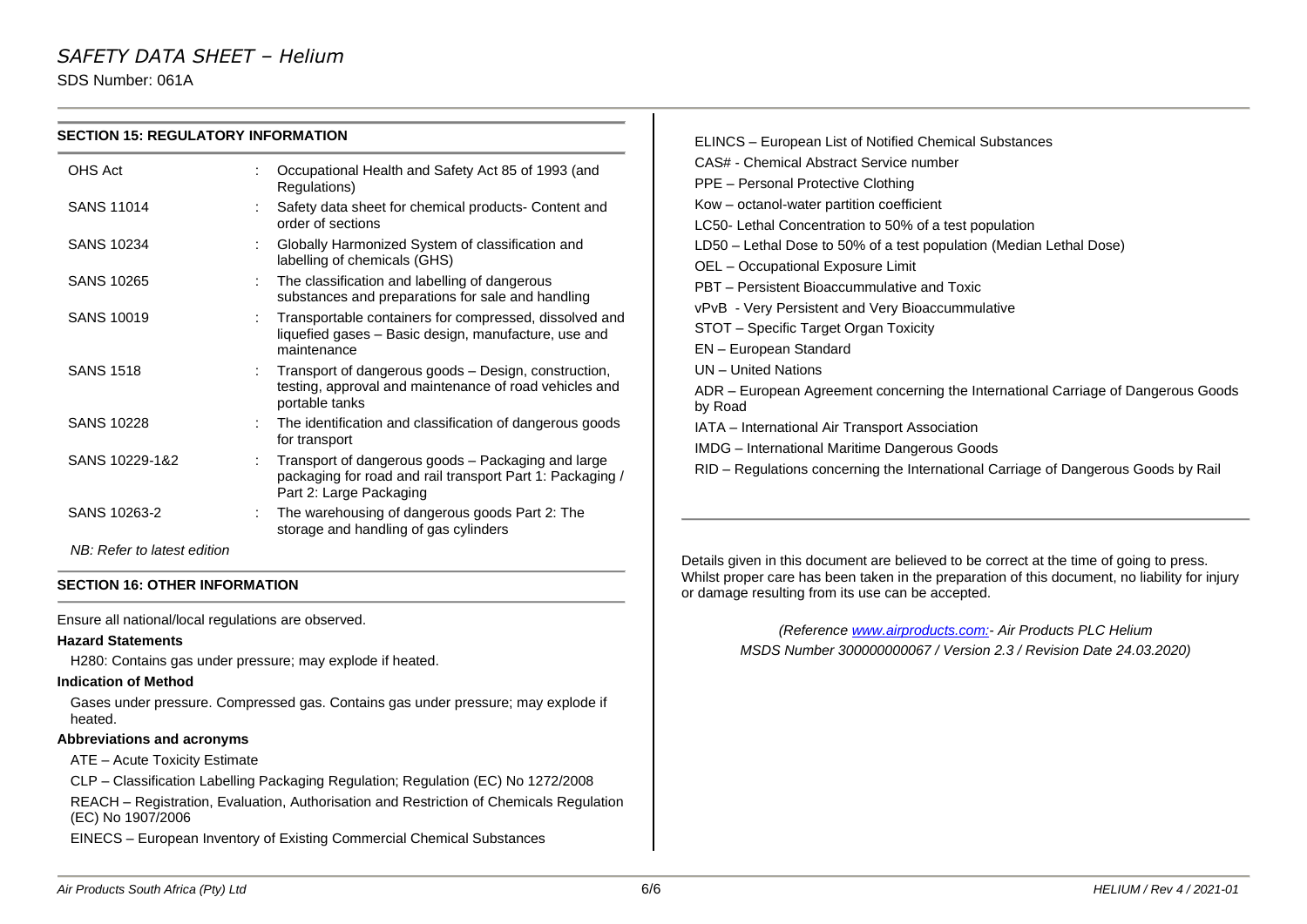## SECTION 15: REGULATORY INFORMATION

| | | |
|---|---|---|
| OHS Act | : | Occupational Health and Safety Act 85 of 1993 (and Regulations) |
| SANS 11014 | : | Safety data sheet for chemical products- Content and order of sections |
| SANS 10234 | : | Globally Harmonized System of classification and labelling of chemicals (GHS) |
| SANS 10265 | : | The classification and labelling of dangerous substances and preparations for sale and handling |
| SANS 10019 | : | Transportable containers for compressed, dissolved and liquefied gases – Basic design, manufacture, use and maintenance |
| SANS 1518 | : | Transport of dangerous goods – Design, construction, testing, approval and maintenance of road vehicles and portable tanks |
| SANS 10228 | : | The identification and classification of dangerous goods for transport |
| SANS 10229-1&2 | : | Transport of dangerous goods – Packaging and large packaging for road and rail transport Part 1: Packaging / Part 2: Large Packaging |
| SANS 10263-2 | : | The warehousing of dangerous goods Part 2: The storage and handling of gas cylinders |

*NB: Refer to latest edition*

## SECTION 16: OTHER INFORMATION

Ensure all national/local regulations are observed.

**Hazard Statements**

H280: Contains gas under pressure; may explode if heated.

**Indication of Method**

Gases under pressure. Compressed gas. Contains gas under pressure; may explode if heated.

**Abbreviations and acronyms**

ATE – Acute Toxicity Estimate

CLP – Classification Labelling Packaging Regulation; Regulation (EC) No 1272/2008

REACH – Registration, Evaluation, Authorisation and Restriction of Chemicals Regulation (EC) No 1907/2006

EINECS – European Inventory of Existing Commercial Chemical Substances

ELINCS – European List of Notified Chemical Substances

CAS# - Chemical Abstract Service number

PPE – Personal Protective Clothing

Kow – octanol-water partition coefficient

LC50- Lethal Concentration to 50% of a test population

LD50 – Lethal Dose to 50% of a test population (Median Lethal Dose)

OEL – Occupational Exposure Limit

PBT – Persistent Bioaccummulative and Toxic

vPvB - Very Persistent and Very Bioaccummulative

STOT – Specific Target Organ Toxicity

EN – European Standard

UN – United Nations

ADR – European Agreement concerning the International Carriage of Dangerous Goods by Road

IATA – International Air Transport Association

IMDG – International Maritime Dangerous Goods

RID – Regulations concerning the International Carriage of Dangerous Goods by Rail

---

Details given in this document are believed to be correct at the time of going to press. Whilst proper care has been taken in the preparation of this document, no liability for injury or damage resulting from its use can be accepted.

*(Reference www.airproducts.com:- Air Products PLC Helium MSDS Number 300000000067 / Version 2.3 / Revision Date 24.03.2020)*